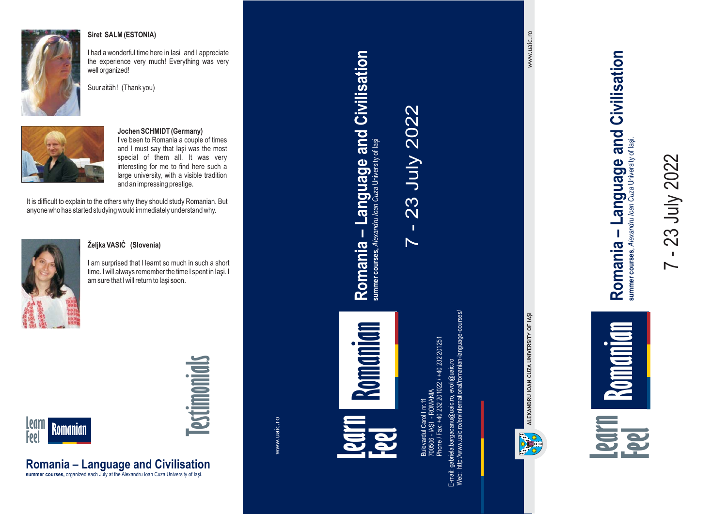**Siret SALM (ESTONIA)**

I had a wonderful time here in Iasi and I appreciate the experience very much! Everything was very well organized!

Suur aitäh ! (Thank you)

**Jochen SCHMIDT (Germany)**

I've been to Romania a couple of times and I must say that Iaşi was the most special of them all. It was very interesting for me to find here such a large university, with a visible tradition and an impressing prestige.

It is difficult to explain to the others why they should study Romanian. But anyone who has started studying would immediately understand why.

**Željka VASIĊ (Slovenia)**

I am surprised that I learnt so much in such a short time. I will always remember the time I spent in Iaşi. I am sure that I will return to Iaşi soon.

# Testimonials

Learn Feel Romanian

## Romania – Language and Civilisation

**summer courses,** organized each July at the Alexandru Ioan Cuza University of Iaşi.

www.uaic.ro

Learn Feel Romanian

## Romania – Language and Civilisation

**summer courses**, *Alexandru Ioan Cuza* University of Iaşi

7 - 23 July 2022

Bulevardul Carol I nr.11
700506 - IAŞI - ROMANIA
Phone / Fax: +40 232 201022 / +40 232 201251
E-mail: gabriela.bargaoanu@uaic.ro, evoli@uaic.ro
Web: http://www.uaic.ro/en/international/romanian-language-courses/

ALEXANDRU IOAN CUZA UNIVERSITY OF IAŞI

www.uaic.ro

## Romania – Language and Civilisation

**summer courses**, *Alexandru Ioan Cuza* University of Iaşi.

Learn Feel Romanian

7 - 23 July 2022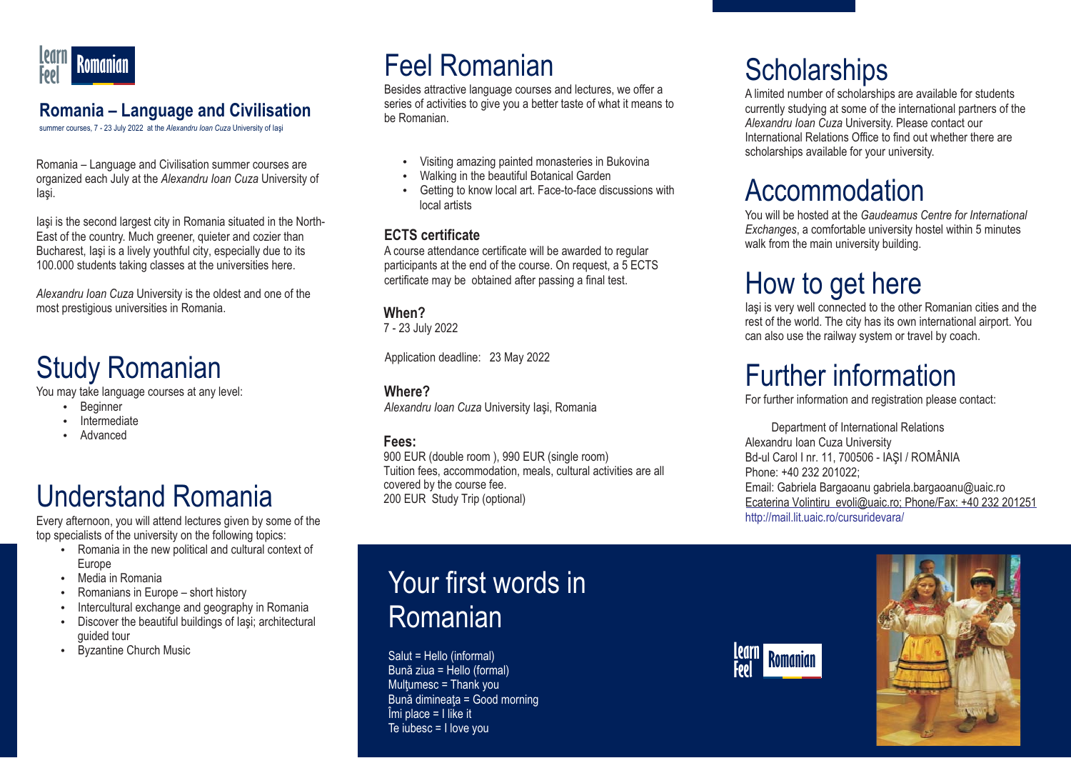Learn Feel Romanian

## Romania – Language and Civilisation

summer courses, 7 - 23 July 2022 at the *Alexandru Ioan Cuza* University of Iaşi

Romania – Language and Civilisation summer courses are organized each July at the *Alexandru Ioan Cuza* University of Iaşi.

Iaşi is the second largest city in Romania situated in the North-East of the country. Much greener, quieter and cozier than Bucharest, Iaşi is a lively youthful city, especially due to its 100.000 students taking classes at the universities here.

*Alexandru Ioan Cuza* University is the oldest and one of the most prestigious universities in Romania.

# Study Romanian

You may take language courses at any level:

- Beginner
- Intermediate
- Advanced

# Understand Romania

Every afternoon, you will attend lectures given by some of the top specialists of the university on the following topics:

- Romania in the new political and cultural context of Europe
- Media in Romania
- Romanians in Europe – short history
- Intercultural exchange and geography in Romania
- Discover the beautiful buildings of Iaşi; architectural guided tour
- Byzantine Church Music

# Feel Romanian

Besides attractive language courses and lectures, we offer a series of activities to give you a better taste of what it means to be Romanian.

- Visiting amazing painted monasteries in Bukovina
- Walking in the beautiful Botanical Garden
- Getting to know local art. Face-to-face discussions with local artists

### ECTS certificate

A course attendance certificate will be awarded to regular participants at the end of the course. On request, a 5 ECTS certificate may be obtained after passing a final test.

**When?**
7 - 23 July 2022

Application deadline: 23 May 2022

**Where?**
*Alexandru Ioan Cuza* University Iaşi, Romania

**Fees:**
900 EUR (double room ), 990 EUR (single room)
Tuition fees, accommodation, meals, cultural activities are all covered by the course fee.
200 EUR Study Trip (optional)

# Your first words in Romanian

Salut = Hello (informal)
Bună ziua = Hello (formal)
Mulţumesc = Thank you
Bună dimineaţa = Good morning
Îmi place = I like it
Te iubesc = I love you

# Scholarships

A limited number of scholarships are available for students currently studying at some of the international partners of the *Alexandru Ioan Cuza* University. Please contact our International Relations Office to find out whether there are scholarships available for your university.

# Accommodation

You will be hosted at the *Gaudeamus Centre for International Exchanges*, a comfortable university hostel within 5 minutes walk from the main university building.

# How to get here

Iaşi is very well connected to the other Romanian cities and the rest of the world. The city has its own international airport. You can also use the railway system or travel by coach.

# Further information

For further information and registration please contact:

Department of International Relations
Alexandru Ioan Cuza University
Bd-ul Carol I nr. 11, 700506 - IAŞI / ROMÂNIA
Phone: +40 232 201022;
Email: Gabriela Bargaoanu gabriela.bargaoanu@uaic.ro
Ecaterina Volintiru evoli@uaic.ro; Phone/Fax: +40 232 201251
http://mail.lit.uaic.ro/cursuridevara/

Learn Feel Romanian